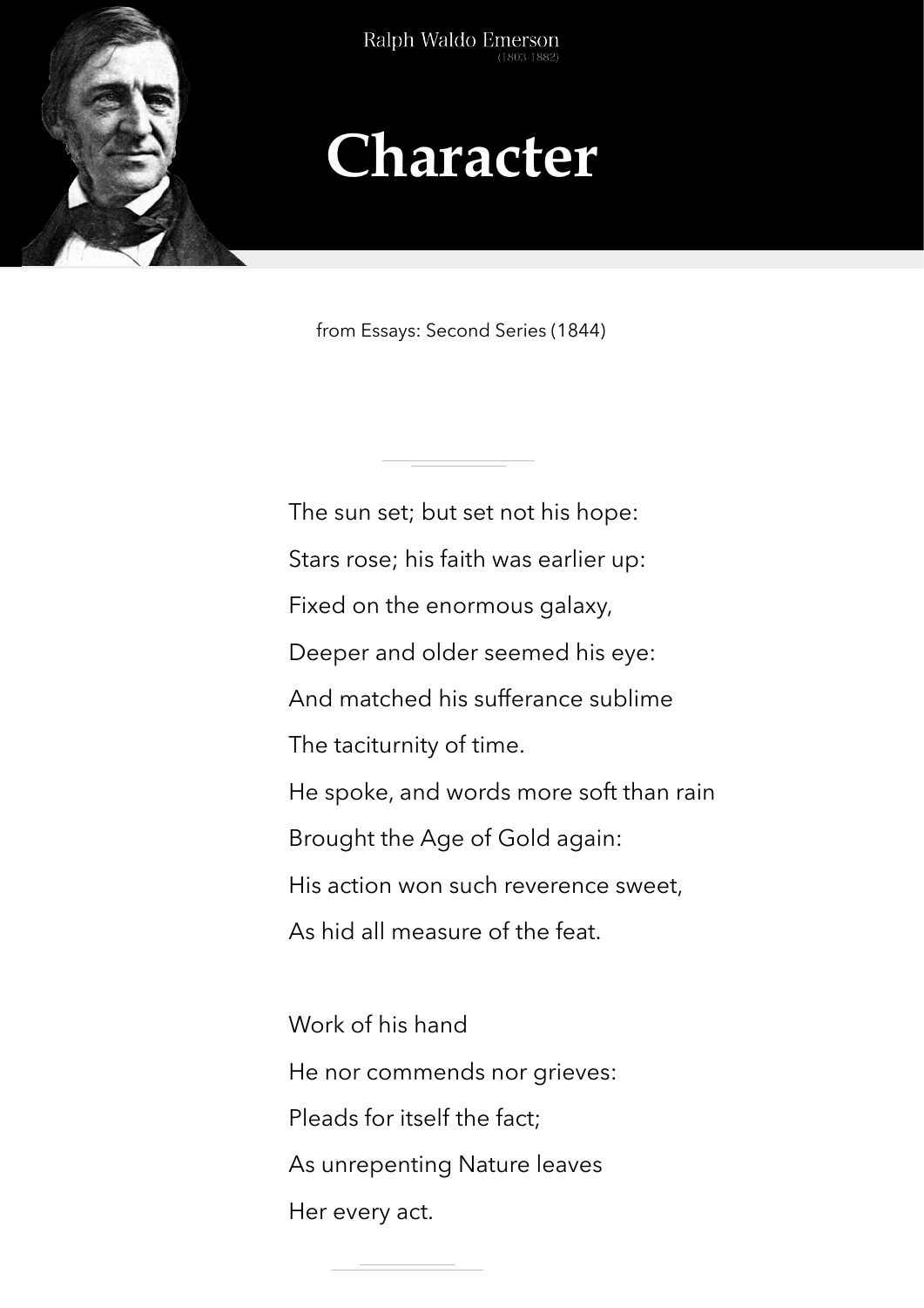Ralph Waldo Emerson
(1803-1882)

# Character

from Essays: Second Series (1844)

The sun set; but set not his hope:
Stars rose; his faith was earlier up:
Fixed on the enormous galaxy,
Deeper and older seemed his eye:
And matched his sufferance sublime
The taciturnity of time.
He spoke, and words more soft than rain
Brought the Age of Gold again:
His action won such reverence sweet,
As hid all measure of the feat.

Work of his hand
He nor commends nor grieves:
Pleads for itself the fact;
As unrepenting Nature leaves
Her every act.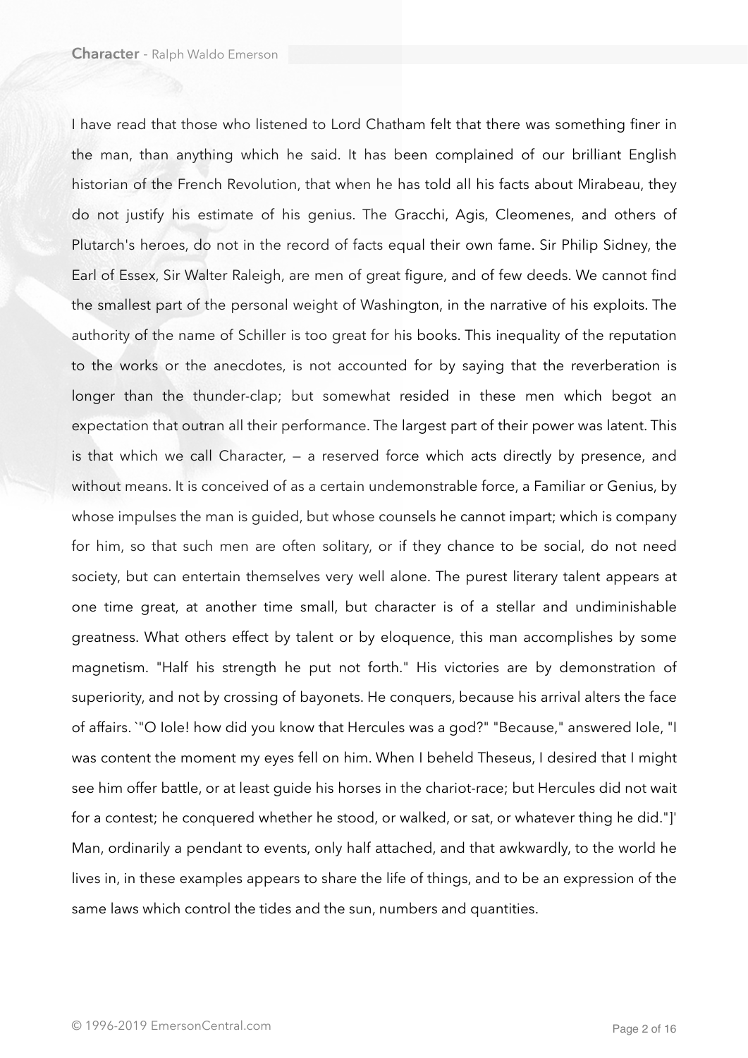I have read that those who listened to Lord Chatham felt that there was something finer in the man, than anything which he said. It has been complained of our brilliant English historian of the French Revolution, that when he has told all his facts about Mirabeau, they do not justify his estimate of his genius. The Gracchi, Agis, Cleomenes, and others of Plutarch's heroes, do not in the record of facts equal their own fame. Sir Philip Sidney, the Earl of Essex, Sir Walter Raleigh, are men of great figure, and of few deeds. We cannot find the smallest part of the personal weight of Washington, in the narrative of his exploits. The authority of the name of Schiller is too great for his books. This inequality of the reputation to the works or the anecdotes, is not accounted for by saying that the reverberation is longer than the thunder-clap; but somewhat resided in these men which begot an expectation that outran all their performance. The largest part of their power was latent. This is that which we call Character, — a reserved force which acts directly by presence, and without means. It is conceived of as a certain undemonstrable force, a Familiar or Genius, by whose impulses the man is guided, but whose counsels he cannot impart; which is company for him, so that such men are often solitary, or if they chance to be social, do not need society, but can entertain themselves very well alone. The purest literary talent appears at one time great, at another time small, but character is of a stellar and undiminishable greatness. What others effect by talent or by eloquence, this man accomplishes by some magnetism. "Half his strength he put not forth." His victories are by demonstration of superiority, and not by crossing of bayonets. He conquers, because his arrival alters the face of affairs. `"O Iole! how did you know that Hercules was a god?" "Because," answered Iole, "I was content the moment my eyes fell on him. When I beheld Theseus, I desired that I might see him offer battle, or at least guide his horses in the chariot-race; but Hercules did not wait for a contest; he conquered whether he stood, or walked, or sat, or whatever thing he did."]' Man, ordinarily a pendant to events, only half attached, and that awkwardly, to the world he lives in, in these examples appears to share the life of things, and to be an expression of the same laws which control the tides and the sun, numbers and quantities.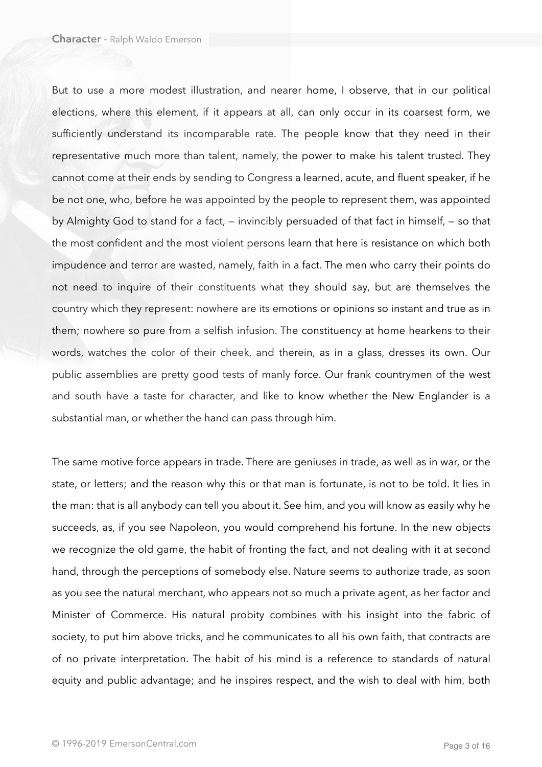But to use a more modest illustration, and nearer home, I observe, that in our political elections, where this element, if it appears at all, can only occur in its coarsest form, we sufficiently understand its incomparable rate. The people know that they need in their representative much more than talent, namely, the power to make his talent trusted. They cannot come at their ends by sending to Congress a learned, acute, and fluent speaker, if he be not one, who, before he was appointed by the people to represent them, was appointed by Almighty God to stand for a fact, — invincibly persuaded of that fact in himself, — so that the most confident and the most violent persons learn that here is resistance on which both impudence and terror are wasted, namely, faith in a fact. The men who carry their points do not need to inquire of their constituents what they should say, but are themselves the country which they represent: nowhere are its emotions or opinions so instant and true as in them; nowhere so pure from a selfish infusion. The constituency at home hearkens to their words, watches the color of their cheek, and therein, as in a glass, dresses its own. Our public assemblies are pretty good tests of manly force. Our frank countrymen of the west and south have a taste for character, and like to know whether the New Englander is a substantial man, or whether the hand can pass through him.

The same motive force appears in trade. There are geniuses in trade, as well as in war, or the state, or letters; and the reason why this or that man is fortunate, is not to be told. It lies in the man: that is all anybody can tell you about it. See him, and you will know as easily why he succeeds, as, if you see Napoleon, you would comprehend his fortune. In the new objects we recognize the old game, the habit of fronting the fact, and not dealing with it at second hand, through the perceptions of somebody else. Nature seems to authorize trade, as soon as you see the natural merchant, who appears not so much a private agent, as her factor and Minister of Commerce. His natural probity combines with his insight into the fabric of society, to put him above tricks, and he communicates to all his own faith, that contracts are of no private interpretation. The habit of his mind is a reference to standards of natural equity and public advantage; and he inspires respect, and the wish to deal with him, both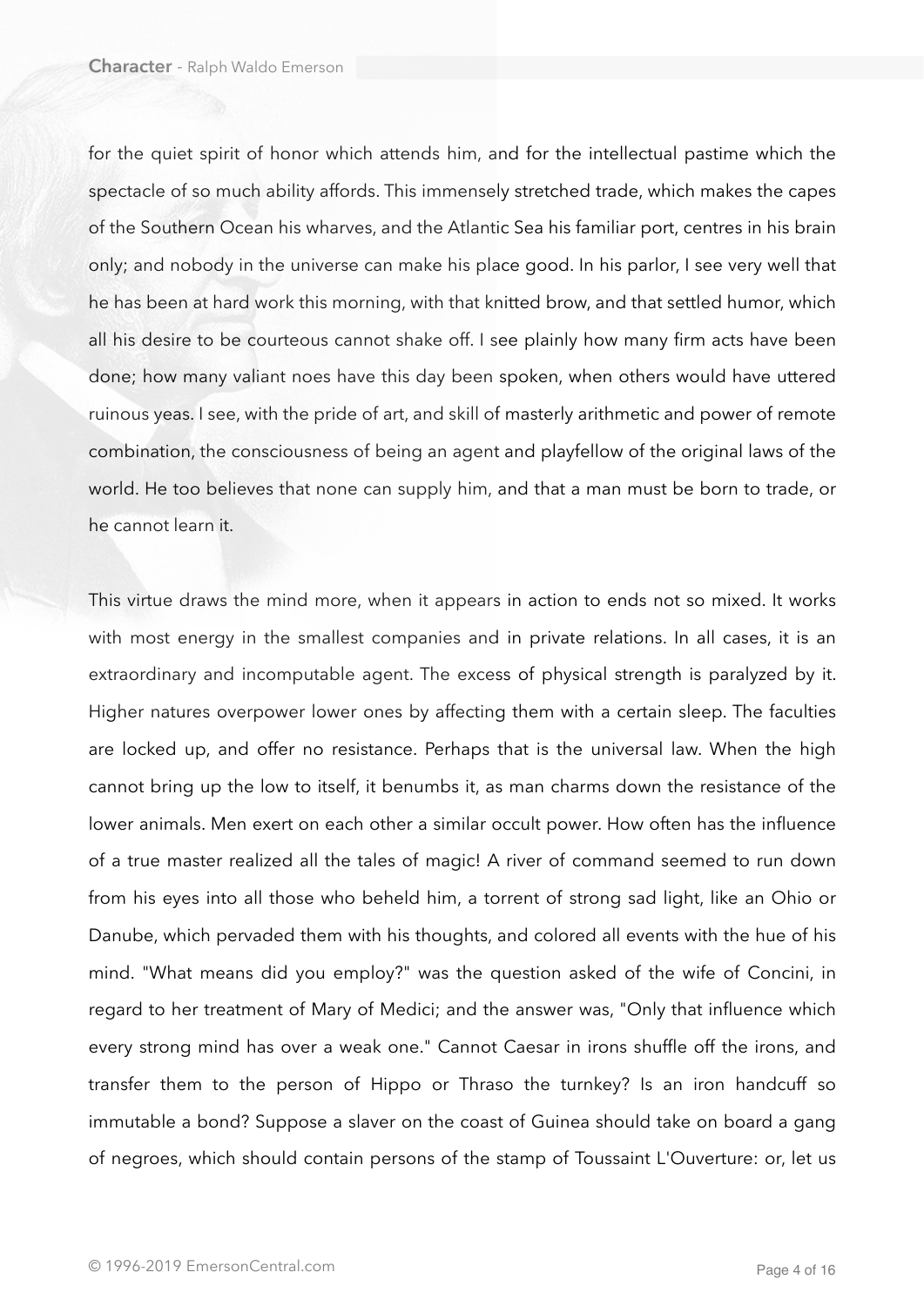for the quiet spirit of honor which attends him, and for the intellectual pastime which the spectacle of so much ability affords. This immensely stretched trade, which makes the capes of the Southern Ocean his wharves, and the Atlantic Sea his familiar port, centres in his brain only; and nobody in the universe can make his place good. In his parlor, I see very well that he has been at hard work this morning, with that knitted brow, and that settled humor, which all his desire to be courteous cannot shake off. I see plainly how many firm acts have been done; how many valiant noes have this day been spoken, when others would have uttered ruinous yeas. I see, with the pride of art, and skill of masterly arithmetic and power of remote combination, the consciousness of being an agent and playfellow of the original laws of the world. He too believes that none can supply him, and that a man must be born to trade, or he cannot learn it.

This virtue draws the mind more, when it appears in action to ends not so mixed. It works with most energy in the smallest companies and in private relations. In all cases, it is an extraordinary and incomputable agent. The excess of physical strength is paralyzed by it. Higher natures overpower lower ones by affecting them with a certain sleep. The faculties are locked up, and offer no resistance. Perhaps that is the universal law. When the high cannot bring up the low to itself, it benumbs it, as man charms down the resistance of the lower animals. Men exert on each other a similar occult power. How often has the influence of a true master realized all the tales of magic! A river of command seemed to run down from his eyes into all those who beheld him, a torrent of strong sad light, like an Ohio or Danube, which pervaded them with his thoughts, and colored all events with the hue of his mind. "What means did you employ?" was the question asked of the wife of Concini, in regard to her treatment of Mary of Medici; and the answer was, "Only that influence which every strong mind has over a weak one." Cannot Caesar in irons shuffle off the irons, and transfer them to the person of Hippo or Thraso the turnkey? Is an iron handcuff so immutable a bond? Suppose a slaver on the coast of Guinea should take on board a gang of negroes, which should contain persons of the stamp of Toussaint L'Ouverture: or, let us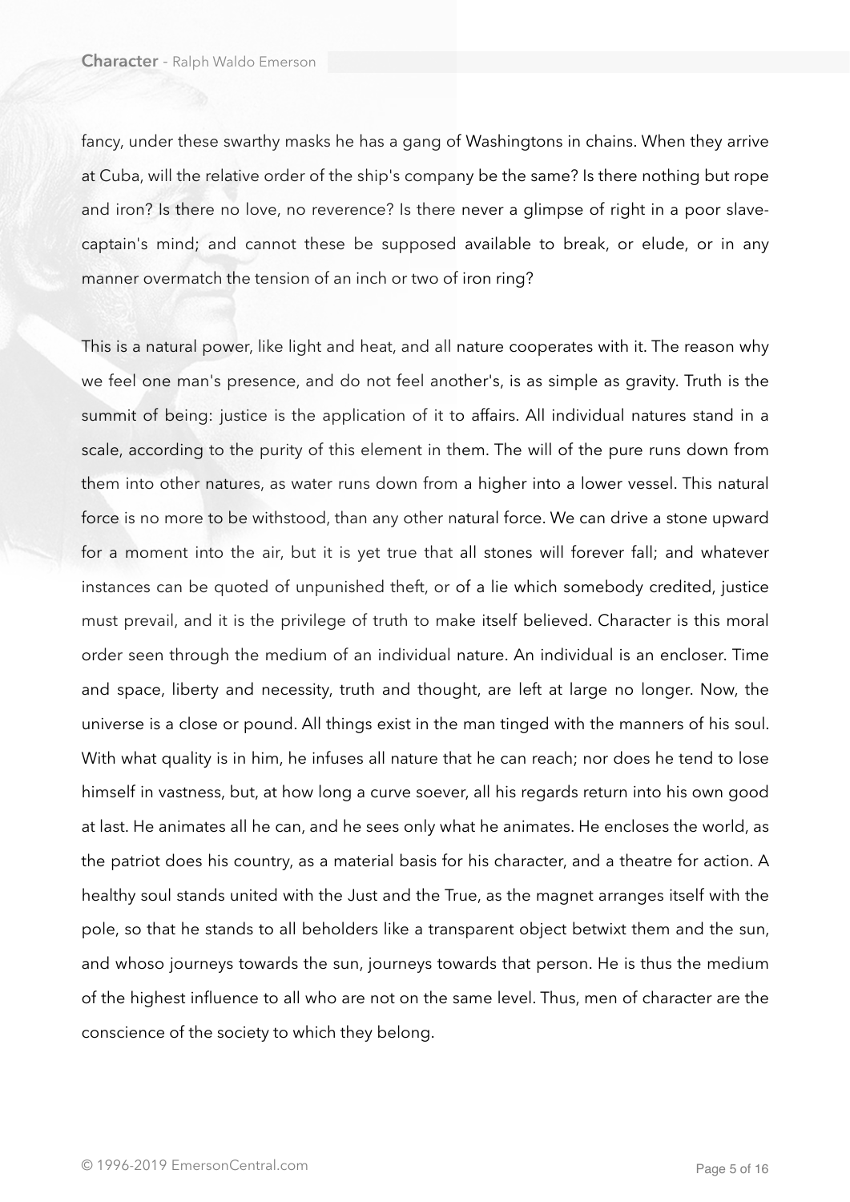fancy, under these swarthy masks he has a gang of Washingtons in chains. When they arrive at Cuba, will the relative order of the ship's company be the same? Is there nothing but rope and iron? Is there no love, no reverence? Is there never a glimpse of right in a poor slave-captain's mind; and cannot these be supposed available to break, or elude, or in any manner overmatch the tension of an inch or two of iron ring?

This is a natural power, like light and heat, and all nature cooperates with it. The reason why we feel one man's presence, and do not feel another's, is as simple as gravity. Truth is the summit of being: justice is the application of it to affairs. All individual natures stand in a scale, according to the purity of this element in them. The will of the pure runs down from them into other natures, as water runs down from a higher into a lower vessel. This natural force is no more to be withstood, than any other natural force. We can drive a stone upward for a moment into the air, but it is yet true that all stones will forever fall; and whatever instances can be quoted of unpunished theft, or of a lie which somebody credited, justice must prevail, and it is the privilege of truth to make itself believed. Character is this moral order seen through the medium of an individual nature. An individual is an encloser. Time and space, liberty and necessity, truth and thought, are left at large no longer. Now, the universe is a close or pound. All things exist in the man tinged with the manners of his soul. With what quality is in him, he infuses all nature that he can reach; nor does he tend to lose himself in vastness, but, at how long a curve soever, all his regards return into his own good at last. He animates all he can, and he sees only what he animates. He encloses the world, as the patriot does his country, as a material basis for his character, and a theatre for action. A healthy soul stands united with the Just and the True, as the magnet arranges itself with the pole, so that he stands to all beholders like a transparent object betwixt them and the sun, and whoso journeys towards the sun, journeys towards that person. He is thus the medium of the highest influence to all who are not on the same level. Thus, men of character are the conscience of the society to which they belong.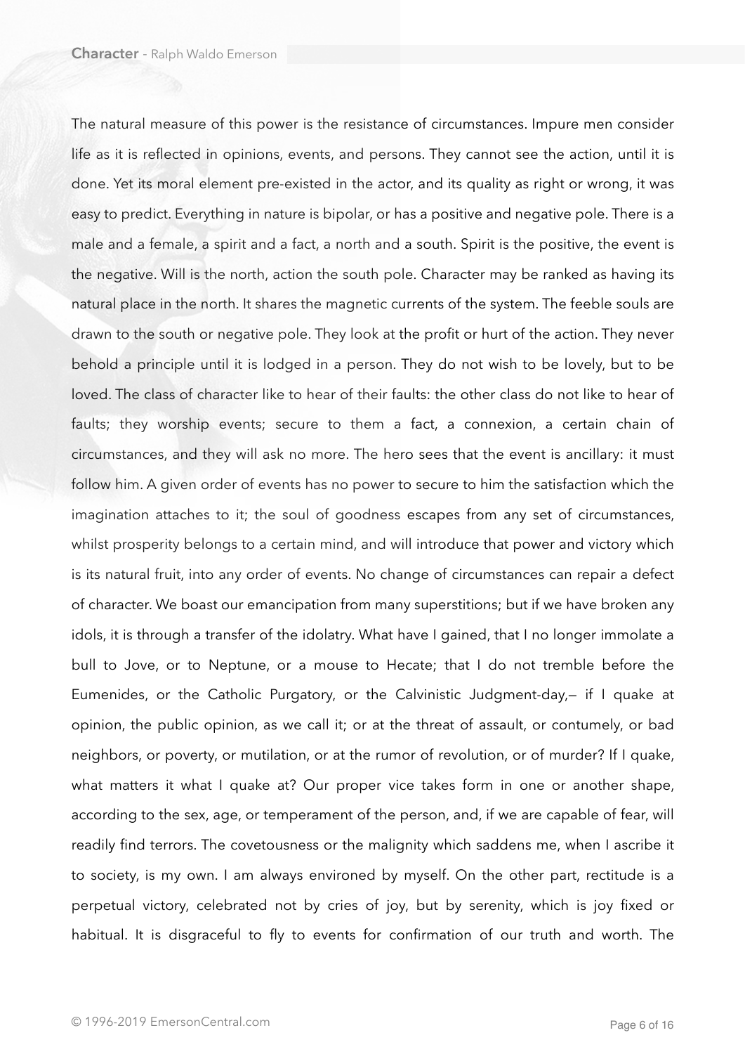The natural measure of this power is the resistance of circumstances. Impure men consider life as it is reflected in opinions, events, and persons. They cannot see the action, until it is done. Yet its moral element pre-existed in the actor, and its quality as right or wrong, it was easy to predict. Everything in nature is bipolar, or has a positive and negative pole. There is a male and a female, a spirit and a fact, a north and a south. Spirit is the positive, the event is the negative. Will is the north, action the south pole. Character may be ranked as having its natural place in the north. It shares the magnetic currents of the system. The feeble souls are drawn to the south or negative pole. They look at the profit or hurt of the action. They never behold a principle until it is lodged in a person. They do not wish to be lovely, but to be loved. The class of character like to hear of their faults: the other class do not like to hear of faults; they worship events; secure to them a fact, a connexion, a certain chain of circumstances, and they will ask no more. The hero sees that the event is ancillary: it must follow him. A given order of events has no power to secure to him the satisfaction which the imagination attaches to it; the soul of goodness escapes from any set of circumstances, whilst prosperity belongs to a certain mind, and will introduce that power and victory which is its natural fruit, into any order of events. No change of circumstances can repair a defect of character. We boast our emancipation from many superstitions; but if we have broken any idols, it is through a transfer of the idolatry. What have I gained, that I no longer immolate a bull to Jove, or to Neptune, or a mouse to Hecate; that I do not tremble before the Eumenides, or the Catholic Purgatory, or the Calvinistic Judgment-day,— if I quake at opinion, the public opinion, as we call it; or at the threat of assault, or contumely, or bad neighbors, or poverty, or mutilation, or at the rumor of revolution, or of murder? If I quake, what matters it what I quake at? Our proper vice takes form in one or another shape, according to the sex, age, or temperament of the person, and, if we are capable of fear, will readily find terrors. The covetousness or the malignity which saddens me, when I ascribe it to society, is my own. I am always environed by myself. On the other part, rectitude is a perpetual victory, celebrated not by cries of joy, but by serenity, which is joy fixed or habitual. It is disgraceful to fly to events for confirmation of our truth and worth. The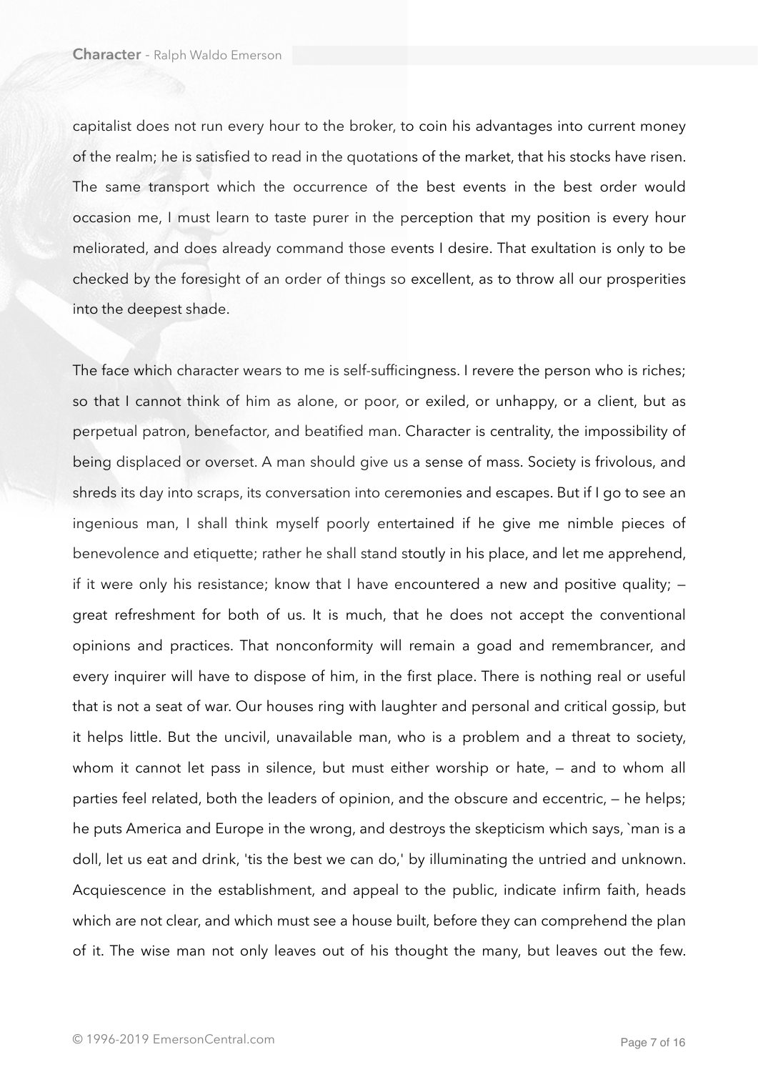capitalist does not run every hour to the broker, to coin his advantages into current money of the realm; he is satisfied to read in the quotations of the market, that his stocks have risen. The same transport which the occurrence of the best events in the best order would occasion me, I must learn to taste purer in the perception that my position is every hour meliorated, and does already command those events I desire. That exultation is only to be checked by the foresight of an order of things so excellent, as to throw all our prosperities into the deepest shade.

The face which character wears to me is self-sufficingness. I revere the person who is riches; so that I cannot think of him as alone, or poor, or exiled, or unhappy, or a client, but as perpetual patron, benefactor, and beatified man. Character is centrality, the impossibility of being displaced or overset. A man should give us a sense of mass. Society is frivolous, and shreds its day into scraps, its conversation into ceremonies and escapes. But if I go to see an ingenious man, I shall think myself poorly entertained if he give me nimble pieces of benevolence and etiquette; rather he shall stand stoutly in his place, and let me apprehend, if it were only his resistance; know that I have encountered a new and positive quality; — great refreshment for both of us. It is much, that he does not accept the conventional opinions and practices. That nonconformity will remain a goad and remembrancer, and every inquirer will have to dispose of him, in the first place. There is nothing real or useful that is not a seat of war. Our houses ring with laughter and personal and critical gossip, but it helps little. But the uncivil, unavailable man, who is a problem and a threat to society, whom it cannot let pass in silence, but must either worship or hate, — and to whom all parties feel related, both the leaders of opinion, and the obscure and eccentric, — he helps; he puts America and Europe in the wrong, and destroys the skepticism which says, `man is a doll, let us eat and drink, 'tis the best we can do,' by illuminating the untried and unknown. Acquiescence in the establishment, and appeal to the public, indicate infirm faith, heads which are not clear, and which must see a house built, before they can comprehend the plan of it. The wise man not only leaves out of his thought the many, but leaves out the few.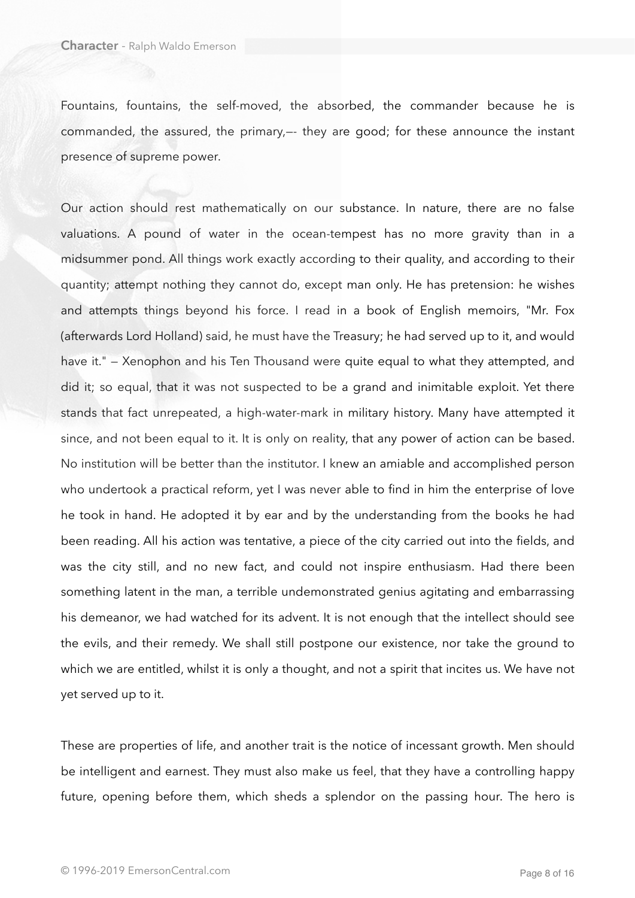Fountains, fountains, the self-moved, the absorbed, the commander because he is commanded, the assured, the primary,—- they are good; for these announce the instant presence of supreme power.

Our action should rest mathematically on our substance. In nature, there are no false valuations. A pound of water in the ocean-tempest has no more gravity than in a midsummer pond. All things work exactly according to their quality, and according to their quantity; attempt nothing they cannot do, except man only. He has pretension: he wishes and attempts things beyond his force. I read in a book of English memoirs, "Mr. Fox (afterwards Lord Holland) said, he must have the Treasury; he had served up to it, and would have it." — Xenophon and his Ten Thousand were quite equal to what they attempted, and did it; so equal, that it was not suspected to be a grand and inimitable exploit. Yet there stands that fact unrepeated, a high-water-mark in military history. Many have attempted it since, and not been equal to it. It is only on reality, that any power of action can be based. No institution will be better than the institutor. I knew an amiable and accomplished person who undertook a practical reform, yet I was never able to find in him the enterprise of love he took in hand. He adopted it by ear and by the understanding from the books he had been reading. All his action was tentative, a piece of the city carried out into the fields, and was the city still, and no new fact, and could not inspire enthusiasm. Had there been something latent in the man, a terrible undemonstrated genius agitating and embarrassing his demeanor, we had watched for its advent. It is not enough that the intellect should see the evils, and their remedy. We shall still postpone our existence, nor take the ground to which we are entitled, whilst it is only a thought, and not a spirit that incites us. We have not yet served up to it.

These are properties of life, and another trait is the notice of incessant growth. Men should be intelligent and earnest. They must also make us feel, that they have a controlling happy future, opening before them, which sheds a splendor on the passing hour. The hero is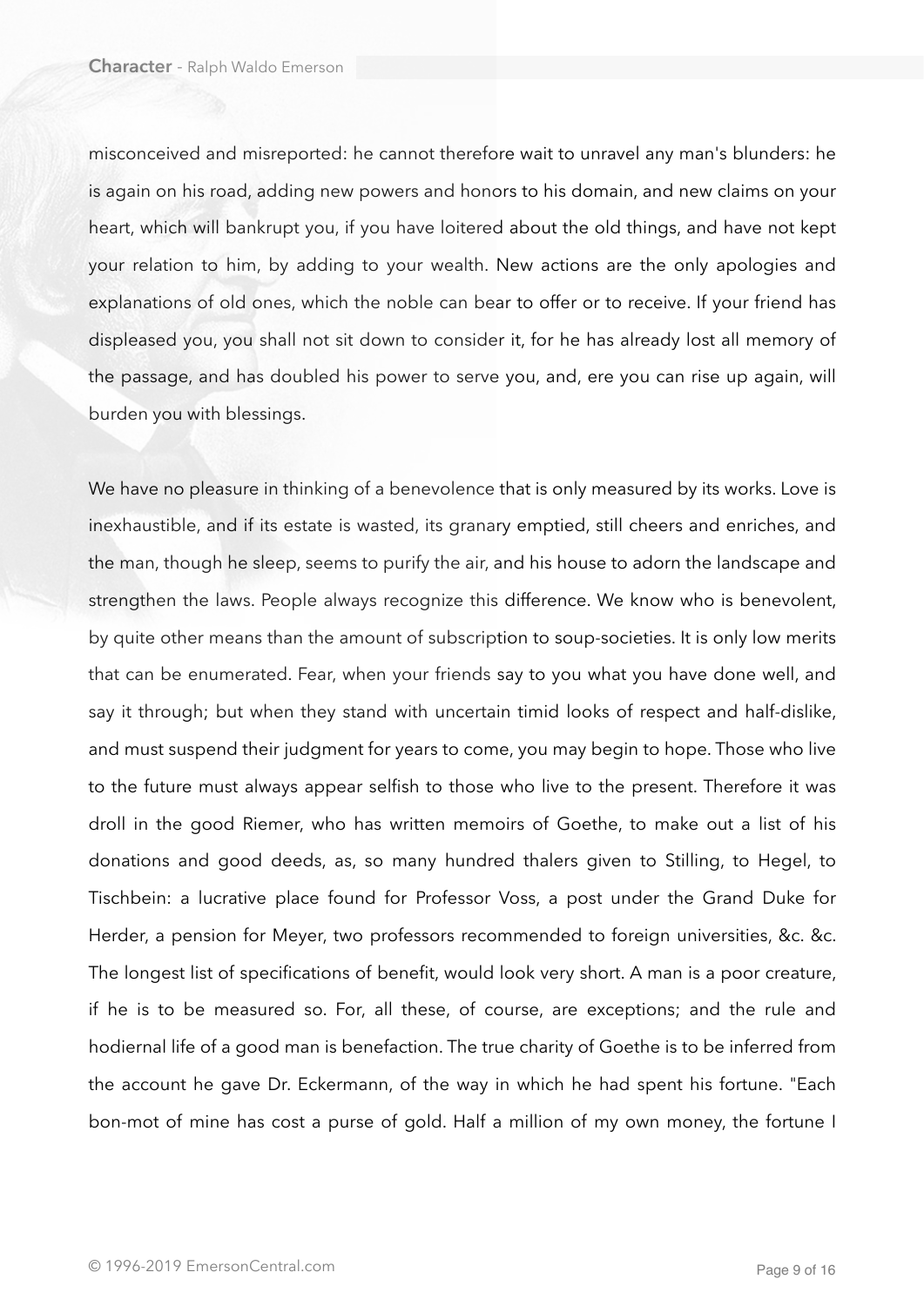misconceived and misreported: he cannot therefore wait to unravel any man's blunders: he is again on his road, adding new powers and honors to his domain, and new claims on your heart, which will bankrupt you, if you have loitered about the old things, and have not kept your relation to him, by adding to your wealth. New actions are the only apologies and explanations of old ones, which the noble can bear to offer or to receive. If your friend has displeased you, you shall not sit down to consider it, for he has already lost all memory of the passage, and has doubled his power to serve you, and, ere you can rise up again, will burden you with blessings.

We have no pleasure in thinking of a benevolence that is only measured by its works. Love is inexhaustible, and if its estate is wasted, its granary emptied, still cheers and enriches, and the man, though he sleep, seems to purify the air, and his house to adorn the landscape and strengthen the laws. People always recognize this difference. We know who is benevolent, by quite other means than the amount of subscription to soup-societies. It is only low merits that can be enumerated. Fear, when your friends say to you what you have done well, and say it through; but when they stand with uncertain timid looks of respect and half-dislike, and must suspend their judgment for years to come, you may begin to hope. Those who live to the future must always appear selfish to those who live to the present. Therefore it was droll in the good Riemer, who has written memoirs of Goethe, to make out a list of his donations and good deeds, as, so many hundred thalers given to Stilling, to Hegel, to Tischbein: a lucrative place found for Professor Voss, a post under the Grand Duke for Herder, a pension for Meyer, two professors recommended to foreign universities, &c. &c. The longest list of specifications of benefit, would look very short. A man is a poor creature, if he is to be measured so. For, all these, of course, are exceptions; and the rule and hodiernal life of a good man is benefaction. The true charity of Goethe is to be inferred from the account he gave Dr. Eckermann, of the way in which he had spent his fortune. "Each bon-mot of mine has cost a purse of gold. Half a million of my own money, the fortune I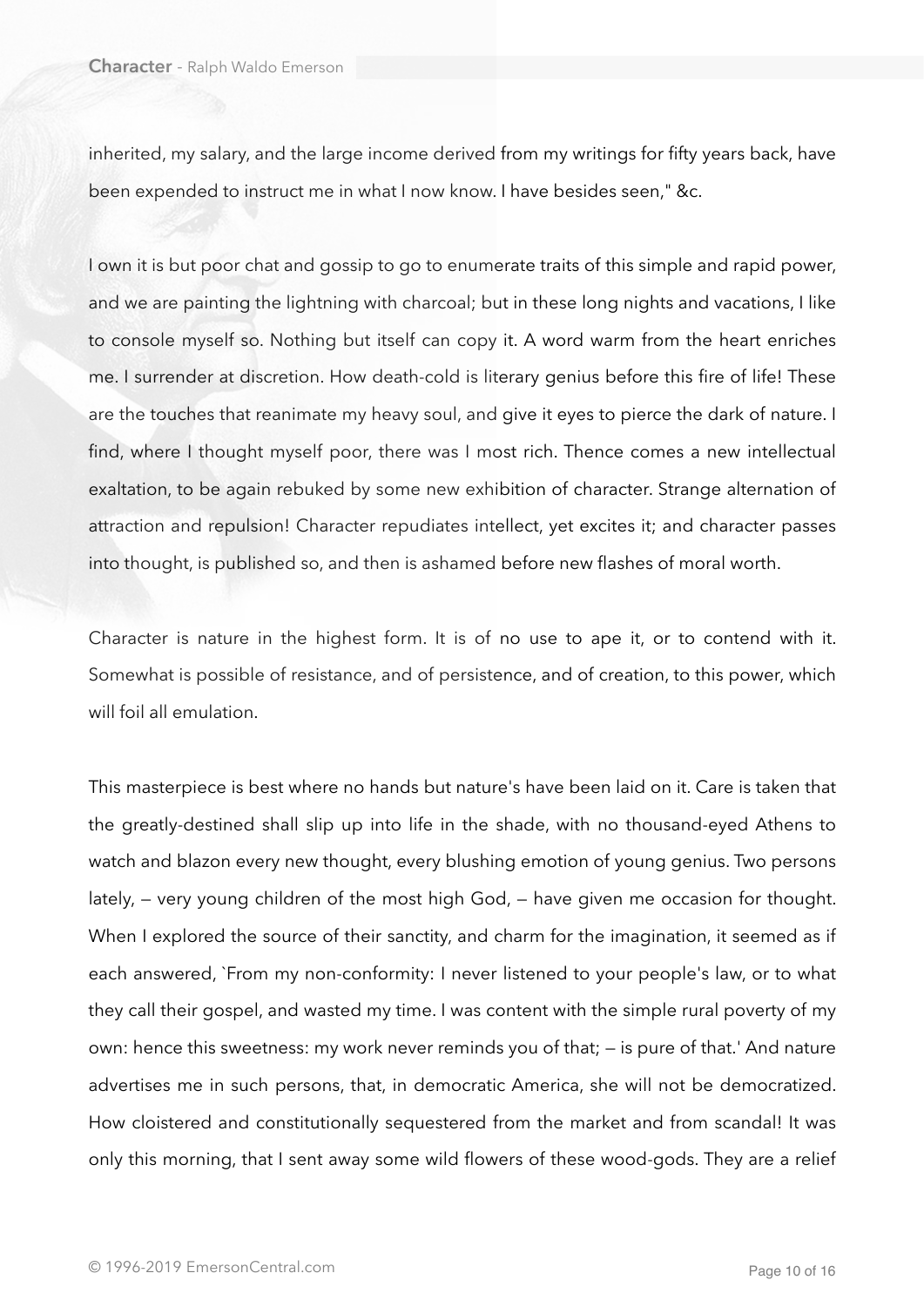inherited, my salary, and the large income derived from my writings for fifty years back, have been expended to instruct me in what I now know. I have besides seen," &c.

I own it is but poor chat and gossip to go to enumerate traits of this simple and rapid power, and we are painting the lightning with charcoal; but in these long nights and vacations, I like to console myself so. Nothing but itself can copy it. A word warm from the heart enriches me. I surrender at discretion. How death-cold is literary genius before this fire of life! These are the touches that reanimate my heavy soul, and give it eyes to pierce the dark of nature. I find, where I thought myself poor, there was I most rich. Thence comes a new intellectual exaltation, to be again rebuked by some new exhibition of character. Strange alternation of attraction and repulsion! Character repudiates intellect, yet excites it; and character passes into thought, is published so, and then is ashamed before new flashes of moral worth.

Character is nature in the highest form. It is of no use to ape it, or to contend with it. Somewhat is possible of resistance, and of persistence, and of creation, to this power, which will foil all emulation.

This masterpiece is best where no hands but nature's have been laid on it. Care is taken that the greatly-destined shall slip up into life in the shade, with no thousand-eyed Athens to watch and blazon every new thought, every blushing emotion of young genius. Two persons lately, — very young children of the most high God, — have given me occasion for thought. When I explored the source of their sanctity, and charm for the imagination, it seemed as if each answered, `From my non-conformity: I never listened to your people's law, or to what they call their gospel, and wasted my time. I was content with the simple rural poverty of my own: hence this sweetness: my work never reminds you of that; — is pure of that.' And nature advertises me in such persons, that, in democratic America, she will not be democratized. How cloistered and constitutionally sequestered from the market and from scandal! It was only this morning, that I sent away some wild flowers of these wood-gods. They are a relief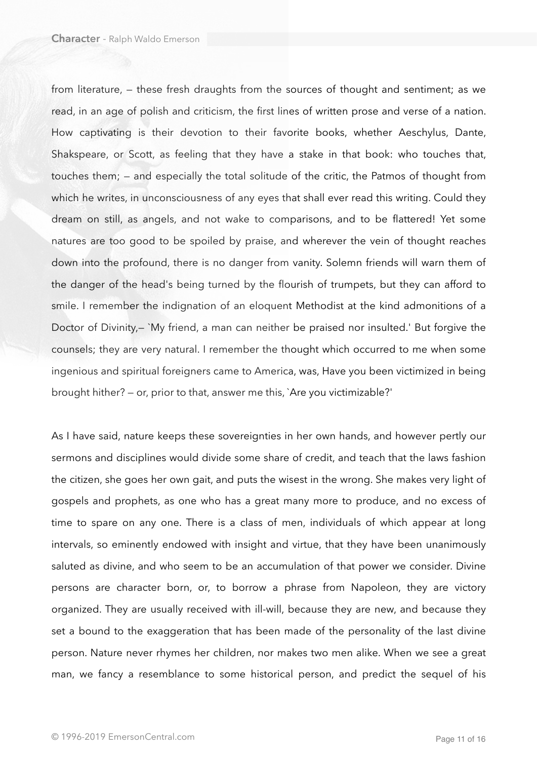from literature, — these fresh draughts from the sources of thought and sentiment; as we read, in an age of polish and criticism, the first lines of written prose and verse of a nation. How captivating is their devotion to their favorite books, whether Aeschylus, Dante, Shakspeare, or Scott, as feeling that they have a stake in that book: who touches that, touches them; — and especially the total solitude of the critic, the Patmos of thought from which he writes, in unconsciousness of any eyes that shall ever read this writing. Could they dream on still, as angels, and not wake to comparisons, and to be flattered! Yet some natures are too good to be spoiled by praise, and wherever the vein of thought reaches down into the profound, there is no danger from vanity. Solemn friends will warn them of the danger of the head's being turned by the flourish of trumpets, but they can afford to smile. I remember the indignation of an eloquent Methodist at the kind admonitions of a Doctor of Divinity,— `My friend, a man can neither be praised nor insulted.' But forgive the counsels; they are very natural. I remember the thought which occurred to me when some ingenious and spiritual foreigners came to America, was, Have you been victimized in being brought hither? — or, prior to that, answer me this, `Are you victimizable?'

As I have said, nature keeps these sovereignties in her own hands, and however pertly our sermons and disciplines would divide some share of credit, and teach that the laws fashion the citizen, she goes her own gait, and puts the wisest in the wrong. She makes very light of gospels and prophets, as one who has a great many more to produce, and no excess of time to spare on any one. There is a class of men, individuals of which appear at long intervals, so eminently endowed with insight and virtue, that they have been unanimously saluted as divine, and who seem to be an accumulation of that power we consider. Divine persons are character born, or, to borrow a phrase from Napoleon, they are victory organized. They are usually received with ill-will, because they are new, and because they set a bound to the exaggeration that has been made of the personality of the last divine person. Nature never rhymes her children, nor makes two men alike. When we see a great man, we fancy a resemblance to some historical person, and predict the sequel of his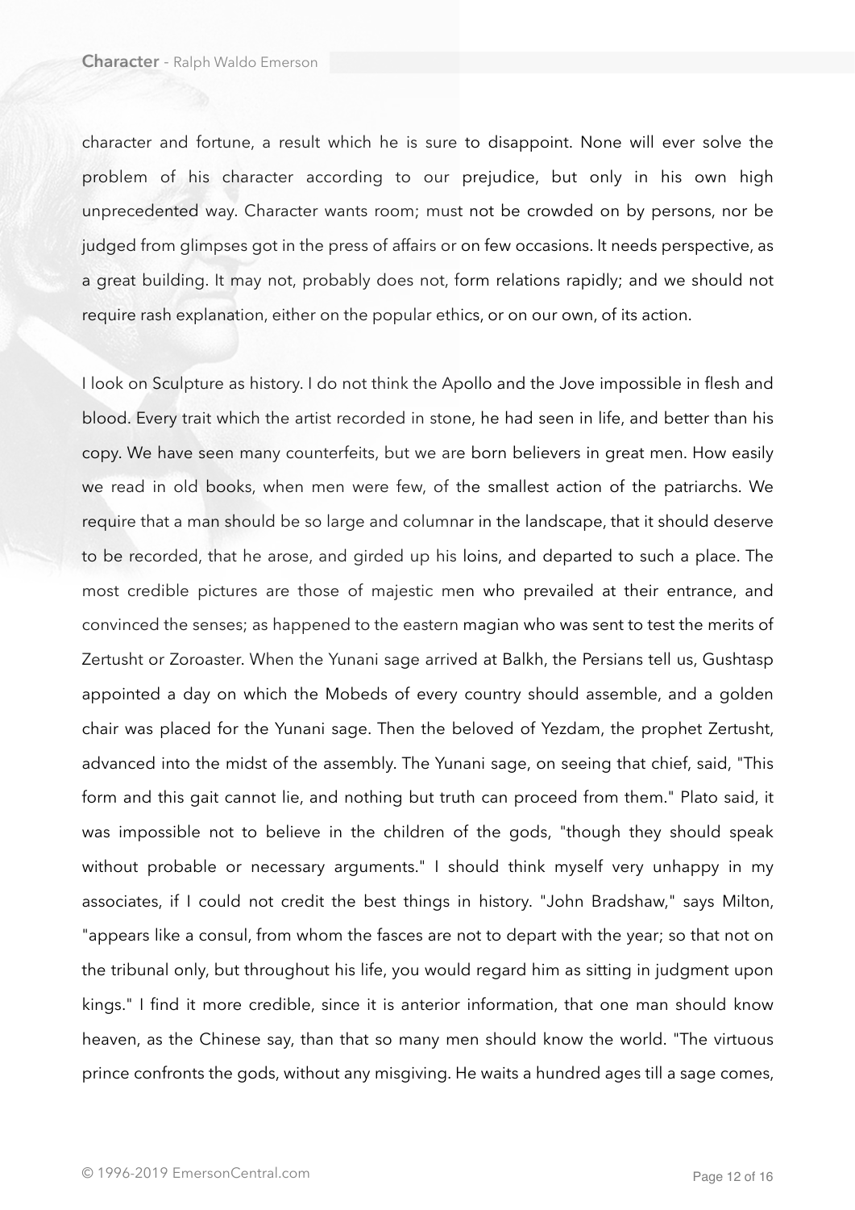character and fortune, a result which he is sure to disappoint. None will ever solve the problem of his character according to our prejudice, but only in his own high unprecedented way. Character wants room; must not be crowded on by persons, nor be judged from glimpses got in the press of affairs or on few occasions. It needs perspective, as a great building. It may not, probably does not, form relations rapidly; and we should not require rash explanation, either on the popular ethics, or on our own, of its action.

I look on Sculpture as history. I do not think the Apollo and the Jove impossible in flesh and blood. Every trait which the artist recorded in stone, he had seen in life, and better than his copy. We have seen many counterfeits, but we are born believers in great men. How easily we read in old books, when men were few, of the smallest action of the patriarchs. We require that a man should be so large and columnar in the landscape, that it should deserve to be recorded, that he arose, and girded up his loins, and departed to such a place. The most credible pictures are those of majestic men who prevailed at their entrance, and convinced the senses; as happened to the eastern magian who was sent to test the merits of Zertusht or Zoroaster. When the Yunani sage arrived at Balkh, the Persians tell us, Gushtasp appointed a day on which the Mobeds of every country should assemble, and a golden chair was placed for the Yunani sage. Then the beloved of Yezdam, the prophet Zertusht, advanced into the midst of the assembly. The Yunani sage, on seeing that chief, said, "This form and this gait cannot lie, and nothing but truth can proceed from them." Plato said, it was impossible not to believe in the children of the gods, "though they should speak without probable or necessary arguments." I should think myself very unhappy in my associates, if I could not credit the best things in history. "John Bradshaw," says Milton, "appears like a consul, from whom the fasces are not to depart with the year; so that not on the tribunal only, but throughout his life, you would regard him as sitting in judgment upon kings." I find it more credible, since it is anterior information, that one man should know heaven, as the Chinese say, than that so many men should know the world. "The virtuous prince confronts the gods, without any misgiving. He waits a hundred ages till a sage comes,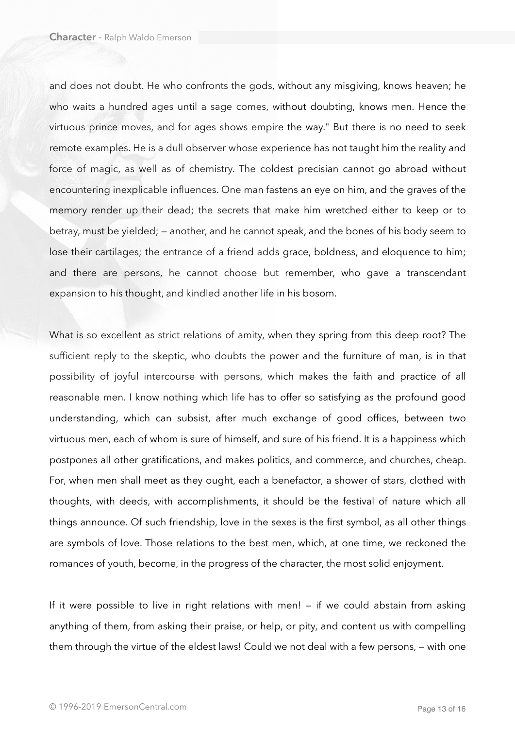and does not doubt. He who confronts the gods, without any misgiving, knows heaven; he who waits a hundred ages until a sage comes, without doubting, knows men. Hence the virtuous prince moves, and for ages shows empire the way." But there is no need to seek remote examples. He is a dull observer whose experience has not taught him the reality and force of magic, as well as of chemistry. The coldest precisian cannot go abroad without encountering inexplicable influences. One man fastens an eye on him, and the graves of the memory render up their dead; the secrets that make him wretched either to keep or to betray, must be yielded; — another, and he cannot speak, and the bones of his body seem to lose their cartilages; the entrance of a friend adds grace, boldness, and eloquence to him; and there are persons, he cannot choose but remember, who gave a transcendant expansion to his thought, and kindled another life in his bosom.

What is so excellent as strict relations of amity, when they spring from this deep root? The sufficient reply to the skeptic, who doubts the power and the furniture of man, is in that possibility of joyful intercourse with persons, which makes the faith and practice of all reasonable men. I know nothing which life has to offer so satisfying as the profound good understanding, which can subsist, after much exchange of good offices, between two virtuous men, each of whom is sure of himself, and sure of his friend. It is a happiness which postpones all other gratifications, and makes politics, and commerce, and churches, cheap. For, when men shall meet as they ought, each a benefactor, a shower of stars, clothed with thoughts, with deeds, with accomplishments, it should be the festival of nature which all things announce. Of such friendship, love in the sexes is the first symbol, as all other things are symbols of love. Those relations to the best men, which, at one time, we reckoned the romances of youth, become, in the progress of the character, the most solid enjoyment.

If it were possible to live in right relations with men! — if we could abstain from asking anything of them, from asking their praise, or help, or pity, and content us with compelling them through the virtue of the eldest laws! Could we not deal with a few persons, — with one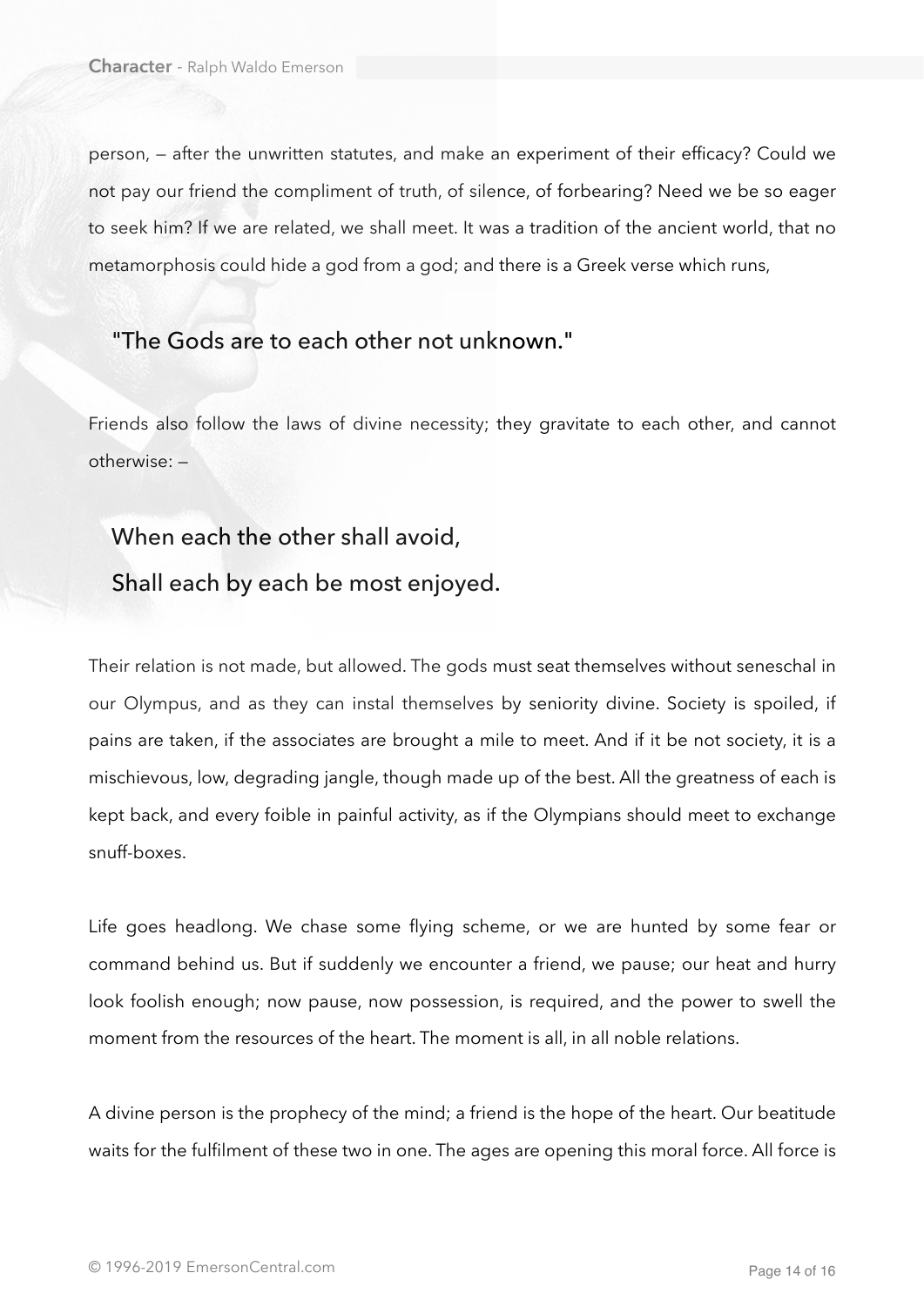person, — after the unwritten statutes, and make an experiment of their efficacy? Could we not pay our friend the compliment of truth, of silence, of forbearing? Need we be so eager to seek him? If we are related, we shall meet. It was a tradition of the ancient world, that no metamorphosis could hide a god from a god; and there is a Greek verse which runs,

> "The Gods are to each other not unknown."

Friends also follow the laws of divine necessity; they gravitate to each other, and cannot otherwise: —

> When each the other shall avoid,
> Shall each by each be most enjoyed.

Their relation is not made, but allowed. The gods must seat themselves without seneschal in our Olympus, and as they can instal themselves by seniority divine. Society is spoiled, if pains are taken, if the associates are brought a mile to meet. And if it be not society, it is a mischievous, low, degrading jangle, though made up of the best. All the greatness of each is kept back, and every foible in painful activity, as if the Olympians should meet to exchange snuff-boxes.

Life goes headlong. We chase some flying scheme, or we are hunted by some fear or command behind us. But if suddenly we encounter a friend, we pause; our heat and hurry look foolish enough; now pause, now possession, is required, and the power to swell the moment from the resources of the heart. The moment is all, in all noble relations.

A divine person is the prophecy of the mind; a friend is the hope of the heart. Our beatitude waits for the fulfilment of these two in one. The ages are opening this moral force. All force is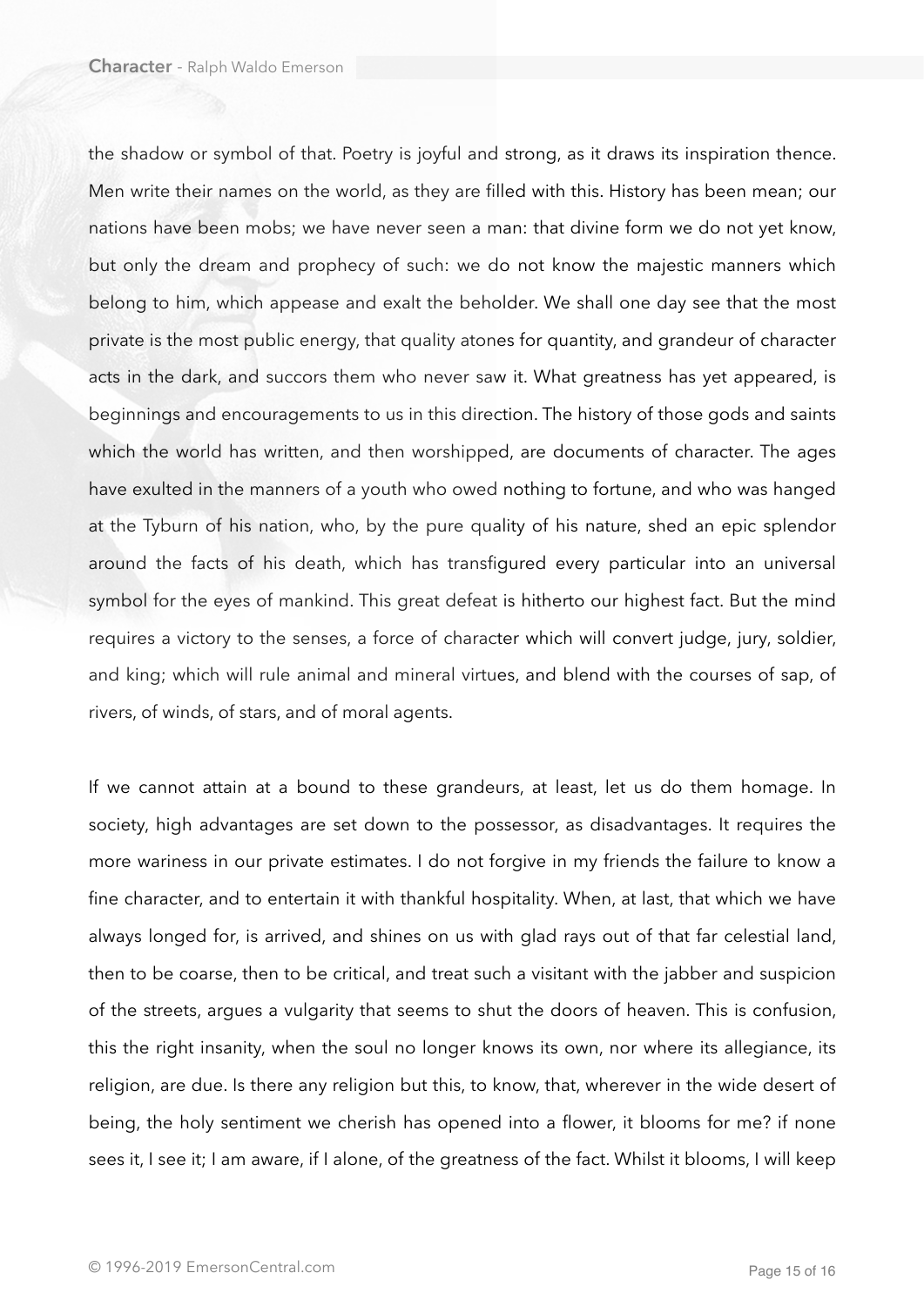the shadow or symbol of that. Poetry is joyful and strong, as it draws its inspiration thence. Men write their names on the world, as they are filled with this. History has been mean; our nations have been mobs; we have never seen a man: that divine form we do not yet know, but only the dream and prophecy of such: we do not know the majestic manners which belong to him, which appease and exalt the beholder. We shall one day see that the most private is the most public energy, that quality atones for quantity, and grandeur of character acts in the dark, and succors them who never saw it. What greatness has yet appeared, is beginnings and encouragements to us in this direction. The history of those gods and saints which the world has written, and then worshipped, are documents of character. The ages have exulted in the manners of a youth who owed nothing to fortune, and who was hanged at the Tyburn of his nation, who, by the pure quality of his nature, shed an epic splendor around the facts of his death, which has transfigured every particular into an universal symbol for the eyes of mankind. This great defeat is hitherto our highest fact. But the mind requires a victory to the senses, a force of character which will convert judge, jury, soldier, and king; which will rule animal and mineral virtues, and blend with the courses of sap, of rivers, of winds, of stars, and of moral agents.

If we cannot attain at a bound to these grandeurs, at least, let us do them homage. In society, high advantages are set down to the possessor, as disadvantages. It requires the more wariness in our private estimates. I do not forgive in my friends the failure to know a fine character, and to entertain it with thankful hospitality. When, at last, that which we have always longed for, is arrived, and shines on us with glad rays out of that far celestial land, then to be coarse, then to be critical, and treat such a visitant with the jabber and suspicion of the streets, argues a vulgarity that seems to shut the doors of heaven. This is confusion, this the right insanity, when the soul no longer knows its own, nor where its allegiance, its religion, are due. Is there any religion but this, to know, that, wherever in the wide desert of being, the holy sentiment we cherish has opened into a flower, it blooms for me? if none sees it, I see it; I am aware, if I alone, of the greatness of the fact. Whilst it blooms, I will keep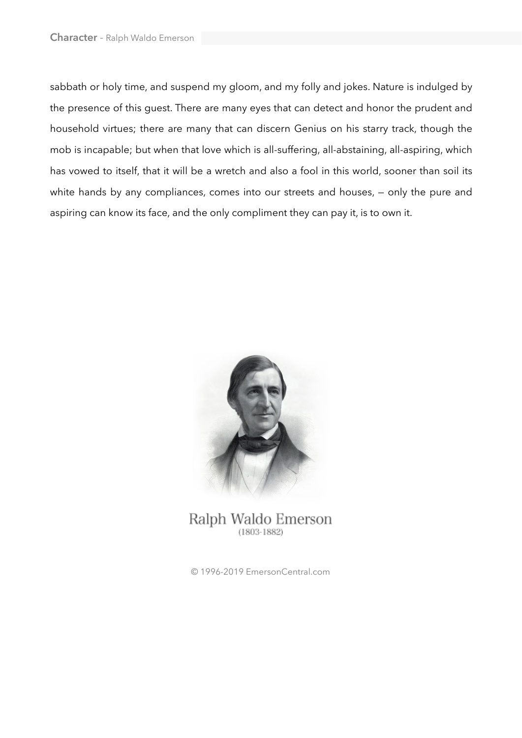sabbath or holy time, and suspend my gloom, and my folly and jokes. Nature is indulged by the presence of this guest. There are many eyes that can detect and honor the prudent and household virtues; there are many that can discern Genius on his starry track, though the mob is incapable; but when that love which is all-suffering, all-abstaining, all-aspiring, which has vowed to itself, that it will be a wretch and also a fool in this world, sooner than soil its white hands by any compliances, comes into our streets and houses, — only the pure and aspiring can know its face, and the only compliment they can pay it, is to own it.

Ralph Waldo Emerson
(1803-1882)

© 1996-2019 EmersonCentral.com